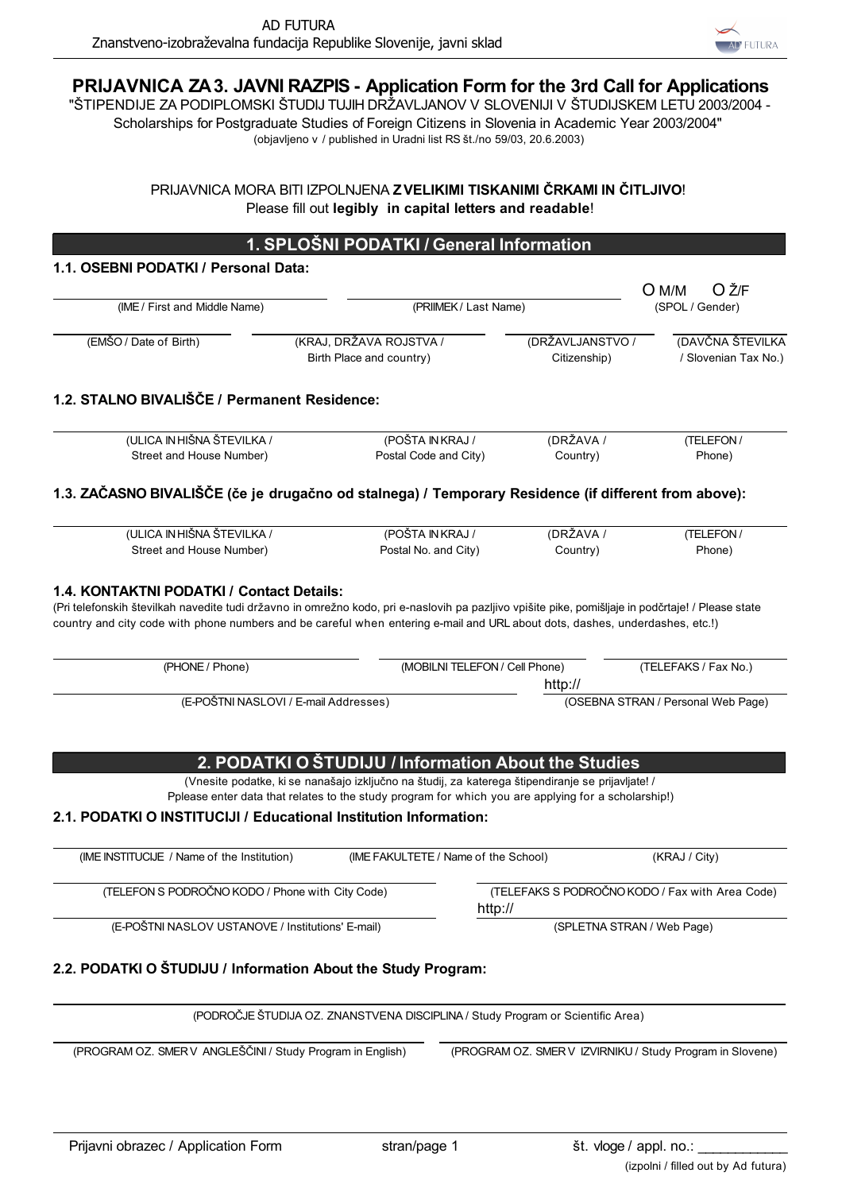AD FUTURA
Znanstveno-izobraževalna fundacija Republike Slovenije, javni sklad

# PRIJAVNICA ZA 3. JAVNI RAZPIS - Application Form for the 3rd Call for Applications

"ŠTIPENDIJE ZA PODIPLOMSKI ŠTUDIJ TUJIH DRŽAVLJANOV V SLOVENIJI V ŠTUDIJSKEM LETU 2003/2004 - Scholarships for Postgraduate Studies of Foreign Citizens in Slovenia in Academic Year 2003/2004"
(objavljeno v / published in Uradni list RS št./no 59/03, 20.6.2003)

PRIJAVNICA MORA BITI IZPOLNJENA **Z VELIKIMI TISKANIMI ČRKAMI IN ČITLJIVO**!
Please fill out **legibly in capital letters and readable**!

## 1. SPLOŠNI PODATKI / General Information

### 1.1. OSEBNI PODATKI / Personal Data:

| | | O M/M O Ž/F |
|---|---|---|
| (IME / First and Middle Name) | (PRIIMEK / Last Name) | (SPOL / Gender) |

| | | | |
|---|---|---|---|
| (EMŠO / Date of Birth) | (KRAJ, DRŽAVA ROJSTVA / Birth Place and country) | (DRŽAVLJANSTVO / Citizenship) | (DAVČNA ŠTEVILKA / Slovenian Tax No.) |

### 1.2. STALNO BIVALIŠČE / Permanent Residence:

| | | | |
|---|---|---|---|
| (ULICA IN HIŠNA ŠTEVILKA / Street and House Number) | (POŠTA IN KRAJ / Postal Code and City) | (DRŽAVA / Country) | (TELEFON / Phone) |

### 1.3. ZAČASNO BIVALIŠČE (če je drugačno od stalnega) / Temporary Residence (if different from above):

| | | | |
|---|---|---|---|
| (ULICA IN HIŠNA ŠTEVILKA / Street and House Number) | (POŠTA IN KRAJ / Postal No. and City) | (DRŽAVA / Country) | (TELEFON / Phone) |

### 1.4. KONTAKTNI PODATKI / Contact Details:

(Pri telefonskih številkah navedite tudi državno in omrežno kodo, pri e-naslovih pa pazljivo vpišite pike, pomišljaje in podčrtaje! / Please state country and city code with phone numbers and be careful when entering e-mail and URL about dots, dashes, underdashes, etc.!)

| | | |
|---|---|---|
| (PHONE / Phone) | (MOBILNI TELEFON / Cell Phone) | (TELEFAKS / Fax No.) |

| | http:// |
|---|---|
| (E-POŠTNI NASLOVI / E-mail Addresses) | (OSEBNA STRAN / Personal Web Page) |

## 2. PODATKI O ŠTUDIJU / Information About the Studies

(Vnesite podatke, ki se nanašajo izključno na študij, za katerega štipendiranje se prijavljate! / Pplease enter data that relates to the study program for which you are applying for a scholarship!)

### 2.1. PODATKI O INSTITUCIJI / Educational Institution Information:

| | | |
|---|---|---|
| (IME INSTITUCIJE / Name of the Institution) | (IME FAKULTETE / Name of the School) | (KRAJ / City) |

| | |
|---|---|
| (TELEFON S PODROČNO KODO / Phone with City Code) | (TELEFAKS S PODROČNO KODO / Fax with Area Code) |

| | http:// |
|---|---|
| (E-POŠTNI NASLOV USTANOVE / Institutions' E-mail) | (SPLETNA STRAN / Web Page) |

### 2.2. PODATKI O ŠTUDIJU / Information About the Study Program:

(PODROČJE ŠTUDIJA OZ. ZNANSTVENA DISCIPLINA / Study Program or Scientific Area)

| | |
|---|---|
| (PROGRAM OZ. SMER V ANGLEŠČINI / Study Program in English) | (PROGRAM OZ. SMER V IZVIRNIKU / Study Program in Slovene) |

Prijavni obrazec / Application Form — št. vloge / appl. no.: ___________
(izpolni / filled out by Ad futura)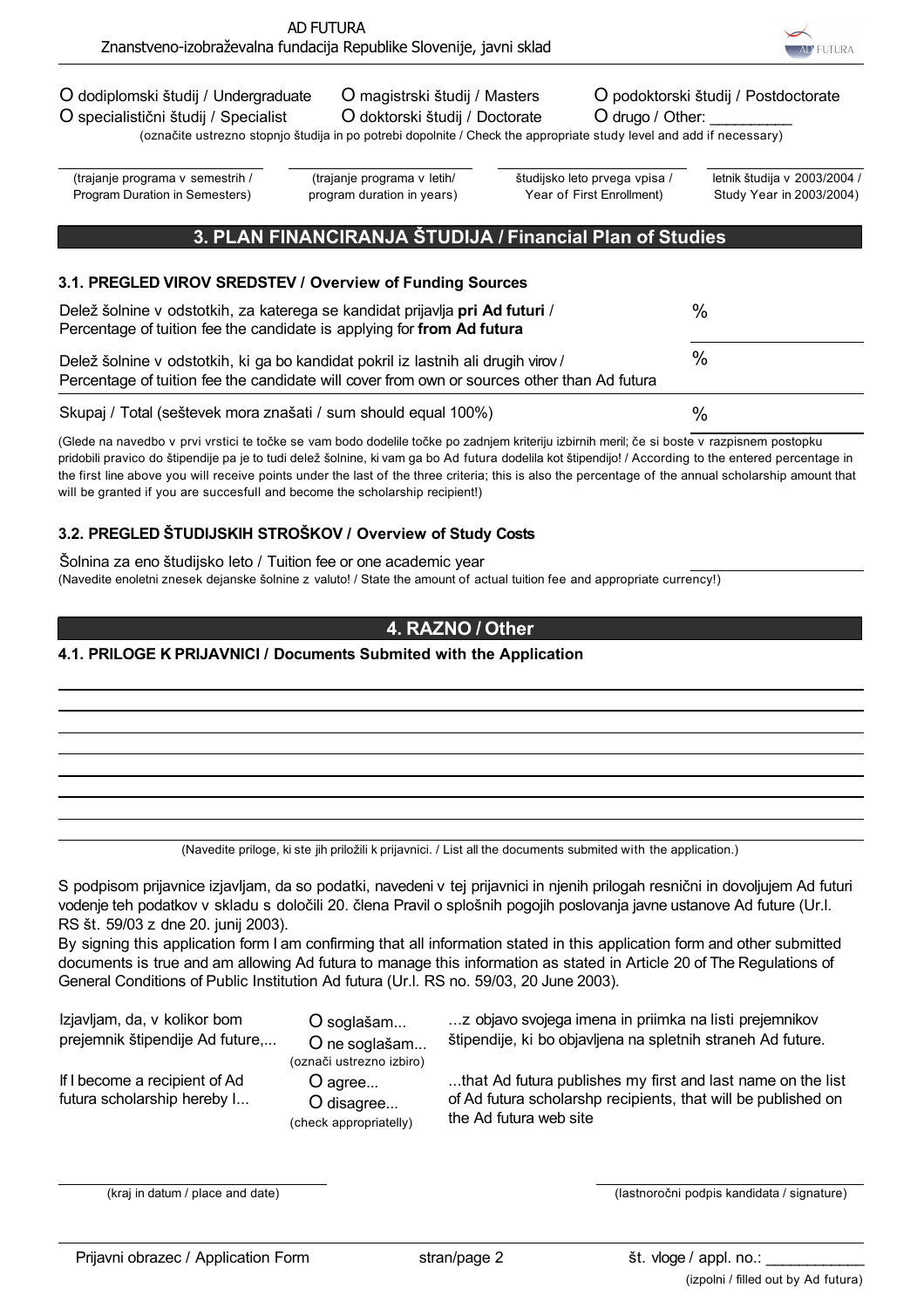O dodiplomski študij / Undergraduate  O magistrski študij / Masters  O podoktorski študij / Postdoctorate
O specialistični študij / Specialist  O doktorski študij / Doctorate  O drugo / Other: _________

(označite ustrezno stopnjo študija in po potrebi dopolnite / Check the appropriate study level and add if necessary)

| | | | |
|---|---|---|---|
| (trajanje programa v semestrih / Program Duration in Semesters) | (trajanje programa v letih/ program duration in years) | študijsko leto prvega vpisa / Year of First Enrollment) | letnik študija v 2003/2004 / Study Year in 2003/2004) |

## 3. PLAN FINANCIRANJA ŠTUDIJA / Financial Plan of Studies

### 3.1. PREGLED VIROV SREDSTEV / Overview of Funding Sources

| | |
|---|---|
| Delež šolnine v odstotkih, za katerega se kandidat prijavlja **pri Ad futuri** / Percentage of tuition fee the candidate is applying for **from Ad futura** | % |
| Delež šolnine v odstotkih, ki ga bo kandidat pokril iz lastnih ali drugih virov / Percentage of tuition fee the candidate will cover from own or sources other than Ad futura | % |
| Skupaj / Total (seštevek mora znašati / sum should equal 100%) | % |

(Glede na navedbo v prvi vrstici te točke se vam bodo dodelile točke po zadnjem kriteriju izbirnih meril; če si boste v razpisnem postopku pridobili pravico do štipendije pa je to tudi delež šolnine, ki vam ga bo Ad futura dodelila kot štipendijo! / According to the entered percentage in the first line above you will receive points under the last of the three criteria; this is also the percentage of the annual scholarship amount that will be granted if you are succesfull and become the scholarship recipient!)

### 3.2. PREGLED ŠTUDIJSKIH STROŠKOV / Overview of Study Costs

Šolnina za eno študijsko leto / Tuition fee or one academic year ____________

(Navedite enoletni znesek dejanske šolnine z valuto! / State the amount of actual tuition fee and appropriate currency!)

## 4. RAZNO / Other

### 4.1. PRILOGE K PRIJAVNICI / Documents Submited with the Application

(Navedite priloge, ki ste jih priložili k prijavnici. / List all the documents submited with the application.)

S podpisom prijavnice izjavljam, da so podatki, navedeni v tej prijavnici in njenih prilogah resnični in dovoljujem Ad futuri vodenje teh podatkov v skladu s določili 20. člena Pravil o splošnih pogojih poslovanja javne ustanove Ad future (Ur.l. RS št. 59/03 z dne 20. junij 2003).

By signing this application form I am confirming that all information stated in this application form and other submitted documents is true and am allowing Ad futura to manage this information as stated in Article 20 of The Regulations of General Conditions of Public Institution Ad futura (Ur.l. RS no. 59/03, 20 June 2003).

Izjavljam, da, v kolikor bom prejemnik štipendije Ad future,...
O soglašam...
O ne soglašam...
(označi ustrezno izbiro)
...z objavo svojega imena in priimka na listi prejemnikov štipendije, ki bo objavljena na spletnih straneh Ad future.

If I become a recipient of Ad futura scholarship hereby I...
O agree...
O disagree...
(check appropriatelly)
...that Ad futura publishes my first and last name on the list of Ad futura scholarshp recipients, that will be published on the Ad futura web site

(kraj in datum / place and date)

(lastnoročni podpis kandidata / signature)

Prijavni obrazec / Application Form

št. vloge / appl. no.: ___________

(izpolni / filled out by Ad futura)